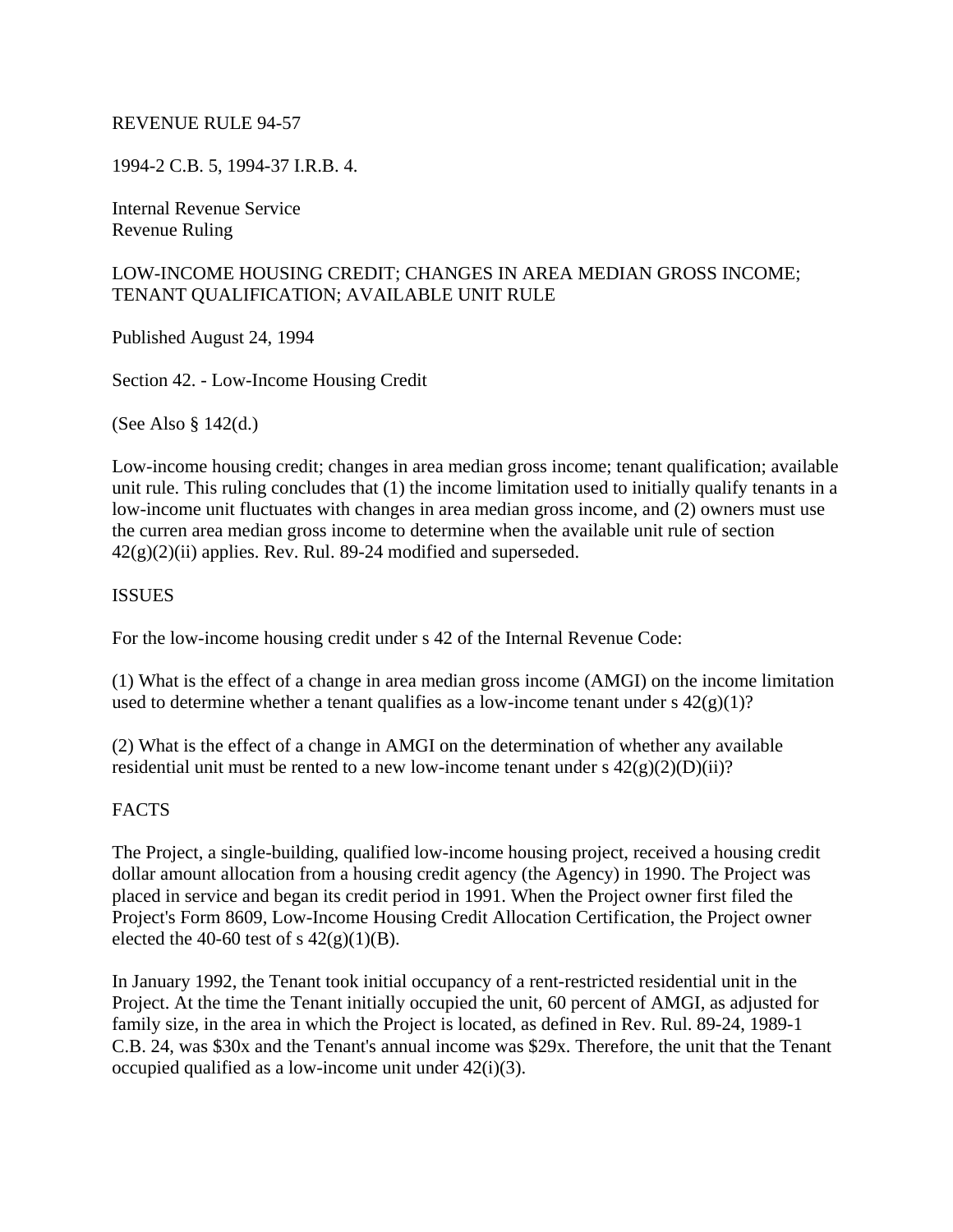REVENUE RULE 94-57

1994-2 C.B. 5, 1994-37 I.R.B. 4.

Internal Revenue Service
Revenue Ruling

LOW-INCOME HOUSING CREDIT; CHANGES IN AREA MEDIAN GROSS INCOME; TENANT QUALIFICATION; AVAILABLE UNIT RULE

Published August 24, 1994

Section 42. - Low-Income Housing Credit

(See Also § 142(d.)

Low-income housing credit; changes in area median gross income; tenant qualification; available unit rule. This ruling concludes that (1) the income limitation used to initially qualify tenants in a low-income unit fluctuates with changes in area median gross income, and (2) owners must use the curren area median gross income to determine when the available unit rule of section 42(g)(2)(ii) applies. Rev. Rul. 89-24 modified and superseded.

ISSUES

For the low-income housing credit under s 42 of the Internal Revenue Code:

(1) What is the effect of a change in area median gross income (AMGI) on the income limitation used to determine whether a tenant qualifies as a low-income tenant under s 42(g)(1)?

(2) What is the effect of a change in AMGI on the determination of whether any available residential unit must be rented to a new low-income tenant under s 42(g)(2)(D)(ii)?

FACTS

The Project, a single-building, qualified low-income housing project, received a housing credit dollar amount allocation from a housing credit agency (the Agency) in 1990. The Project was placed in service and began its credit period in 1991. When the Project owner first filed the Project's Form 8609, Low-Income Housing Credit Allocation Certification, the Project owner elected the 40-60 test of s 42(g)(1)(B).

In January 1992, the Tenant took initial occupancy of a rent-restricted residential unit in the Project. At the time the Tenant initially occupied the unit, 60 percent of AMGI, as adjusted for family size, in the area in which the Project is located, as defined in Rev. Rul. 89-24, 1989-1 C.B. 24, was $30x and the Tenant's annual income was $29x. Therefore, the unit that the Tenant occupied qualified as a low-income unit under 42(i)(3).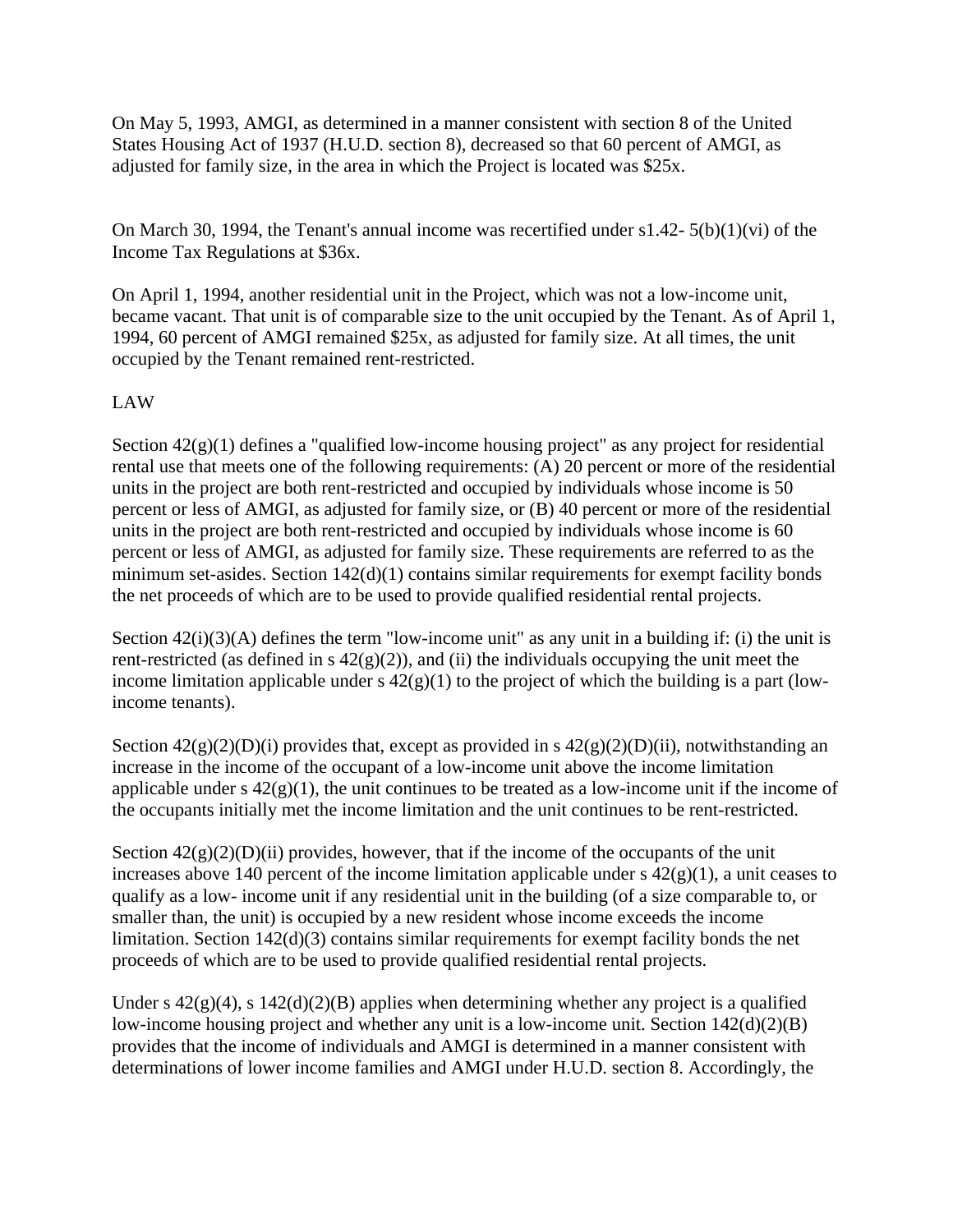On May 5, 1993, AMGI, as determined in a manner consistent with section 8 of the United States Housing Act of 1937 (H.U.D. section 8), decreased so that 60 percent of AMGI, as adjusted for family size, in the area in which the Project is located was $25x.

On March 30, 1994, the Tenant's annual income was recertified under s1.42- 5(b)(1)(vi) of the Income Tax Regulations at $36x.

On April 1, 1994, another residential unit in the Project, which was not a low-income unit, became vacant. That unit is of comparable size to the unit occupied by the Tenant. As of April 1, 1994, 60 percent of AMGI remained $25x, as adjusted for family size. At all times, the unit occupied by the Tenant remained rent-restricted.

## LAW

Section 42(g)(1) defines a "qualified low-income housing project" as any project for residential rental use that meets one of the following requirements: (A) 20 percent or more of the residential units in the project are both rent-restricted and occupied by individuals whose income is 50 percent or less of AMGI, as adjusted for family size, or (B) 40 percent or more of the residential units in the project are both rent-restricted and occupied by individuals whose income is 60 percent or less of AMGI, as adjusted for family size. These requirements are referred to as the minimum set-asides. Section 142(d)(1) contains similar requirements for exempt facility bonds the net proceeds of which are to be used to provide qualified residential rental projects.

Section 42(i)(3)(A) defines the term "low-income unit" as any unit in a building if: (i) the unit is rent-restricted (as defined in s 42(g)(2)), and (ii) the individuals occupying the unit meet the income limitation applicable under s 42(g)(1) to the project of which the building is a part (low-income tenants).

Section 42(g)(2)(D)(i) provides that, except as provided in s 42(g)(2)(D)(ii), notwithstanding an increase in the income of the occupant of a low-income unit above the income limitation applicable under s 42(g)(1), the unit continues to be treated as a low-income unit if the income of the occupants initially met the income limitation and the unit continues to be rent-restricted.

Section 42(g)(2)(D)(ii) provides, however, that if the income of the occupants of the unit increases above 140 percent of the income limitation applicable under s 42(g)(1), a unit ceases to qualify as a low- income unit if any residential unit in the building (of a size comparable to, or smaller than, the unit) is occupied by a new resident whose income exceeds the income limitation. Section 142(d)(3) contains similar requirements for exempt facility bonds the net proceeds of which are to be used to provide qualified residential rental projects.

Under s 42(g)(4), s 142(d)(2)(B) applies when determining whether any project is a qualified low-income housing project and whether any unit is a low-income unit. Section 142(d)(2)(B) provides that the income of individuals and AMGI is determined in a manner consistent with determinations of lower income families and AMGI under H.U.D. section 8. Accordingly, the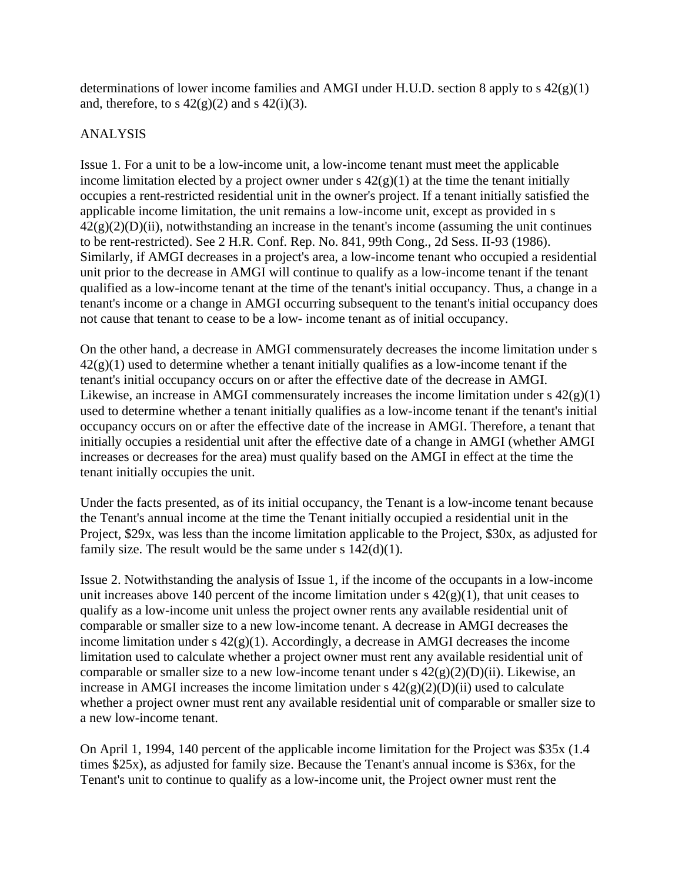determinations of lower income families and AMGI under H.U.D. section 8 apply to s 42(g)(1) and, therefore, to s 42(g)(2) and s 42(i)(3).

## ANALYSIS

Issue 1. For a unit to be a low-income unit, a low-income tenant must meet the applicable income limitation elected by a project owner under s 42(g)(1) at the time the tenant initially occupies a rent-restricted residential unit in the owner's project. If a tenant initially satisfied the applicable income limitation, the unit remains a low-income unit, except as provided in s 42(g)(2)(D)(ii), notwithstanding an increase in the tenant's income (assuming the unit continues to be rent-restricted). See 2 H.R. Conf. Rep. No. 841, 99th Cong., 2d Sess. II-93 (1986). Similarly, if AMGI decreases in a project's area, a low-income tenant who occupied a residential unit prior to the decrease in AMGI will continue to qualify as a low-income tenant if the tenant qualified as a low-income tenant at the time of the tenant's initial occupancy. Thus, a change in a tenant's income or a change in AMGI occurring subsequent to the tenant's initial occupancy does not cause that tenant to cease to be a low- income tenant as of initial occupancy.

On the other hand, a decrease in AMGI commensurately decreases the income limitation under s 42(g)(1) used to determine whether a tenant initially qualifies as a low-income tenant if the tenant's initial occupancy occurs on or after the effective date of the decrease in AMGI. Likewise, an increase in AMGI commensurately increases the income limitation under s 42(g)(1) used to determine whether a tenant initially qualifies as a low-income tenant if the tenant's initial occupancy occurs on or after the effective date of the increase in AMGI. Therefore, a tenant that initially occupies a residential unit after the effective date of a change in AMGI (whether AMGI increases or decreases for the area) must qualify based on the AMGI in effect at the time the tenant initially occupies the unit.

Under the facts presented, as of its initial occupancy, the Tenant is a low-income tenant because the Tenant's annual income at the time the Tenant initially occupied a residential unit in the Project, $29x, was less than the income limitation applicable to the Project, $30x, as adjusted for family size. The result would be the same under s 142(d)(1).

Issue 2. Notwithstanding the analysis of Issue 1, if the income of the occupants in a low-income unit increases above 140 percent of the income limitation under s 42(g)(1), that unit ceases to qualify as a low-income unit unless the project owner rents any available residential unit of comparable or smaller size to a new low-income tenant. A decrease in AMGI decreases the income limitation under s 42(g)(1). Accordingly, a decrease in AMGI decreases the income limitation used to calculate whether a project owner must rent any available residential unit of comparable or smaller size to a new low-income tenant under s 42(g)(2)(D)(ii). Likewise, an increase in AMGI increases the income limitation under s 42(g)(2)(D)(ii) used to calculate whether a project owner must rent any available residential unit of comparable or smaller size to a new low-income tenant.

On April 1, 1994, 140 percent of the applicable income limitation for the Project was $35x (1.4 times $25x), as adjusted for family size. Because the Tenant's annual income is $36x, for the Tenant's unit to continue to qualify as a low-income unit, the Project owner must rent the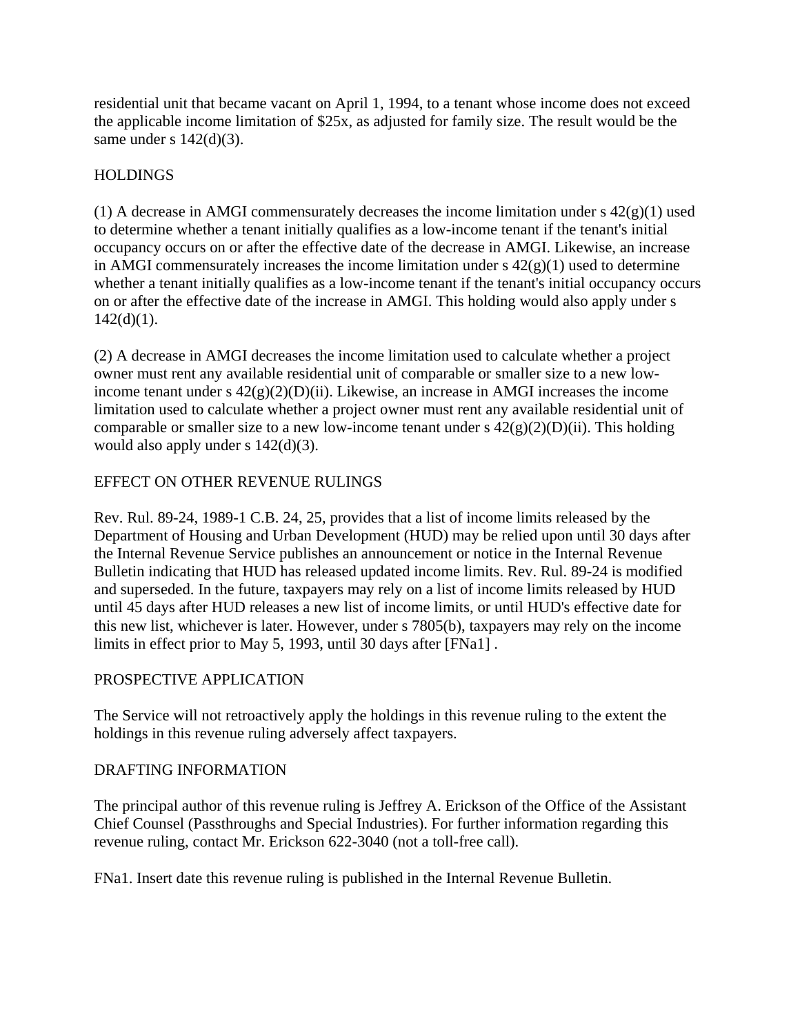residential unit that became vacant on April 1, 1994, to a tenant whose income does not exceed the applicable income limitation of $25x, as adjusted for family size. The result would be the same under s 142(d)(3).

## HOLDINGS

(1) A decrease in AMGI commensurately decreases the income limitation under s 42(g)(1) used to determine whether a tenant initially qualifies as a low-income tenant if the tenant's initial occupancy occurs on or after the effective date of the decrease in AMGI. Likewise, an increase in AMGI commensurately increases the income limitation under s 42(g)(1) used to determine whether a tenant initially qualifies as a low-income tenant if the tenant's initial occupancy occurs on or after the effective date of the increase in AMGI. This holding would also apply under s 142(d)(1).

(2) A decrease in AMGI decreases the income limitation used to calculate whether a project owner must rent any available residential unit of comparable or smaller size to a new low-income tenant under s 42(g)(2)(D)(ii). Likewise, an increase in AMGI increases the income limitation used to calculate whether a project owner must rent any available residential unit of comparable or smaller size to a new low-income tenant under s 42(g)(2)(D)(ii). This holding would also apply under s 142(d)(3).

## EFFECT ON OTHER REVENUE RULINGS

Rev. Rul. 89-24, 1989-1 C.B. 24, 25, provides that a list of income limits released by the Department of Housing and Urban Development (HUD) may be relied upon until 30 days after the Internal Revenue Service publishes an announcement or notice in the Internal Revenue Bulletin indicating that HUD has released updated income limits. Rev. Rul. 89-24 is modified and superseded. In the future, taxpayers may rely on a list of income limits released by HUD until 45 days after HUD releases a new list of income limits, or until HUD's effective date for this new list, whichever is later. However, under s 7805(b), taxpayers may rely on the income limits in effect prior to May 5, 1993, until 30 days after [FNa1] .

## PROSPECTIVE APPLICATION

The Service will not retroactively apply the holdings in this revenue ruling to the extent the holdings in this revenue ruling adversely affect taxpayers.

## DRAFTING INFORMATION

The principal author of this revenue ruling is Jeffrey A. Erickson of the Office of the Assistant Chief Counsel (Passthroughs and Special Industries). For further information regarding this revenue ruling, contact Mr. Erickson 622-3040 (not a toll-free call).

FNa1. Insert date this revenue ruling is published in the Internal Revenue Bulletin.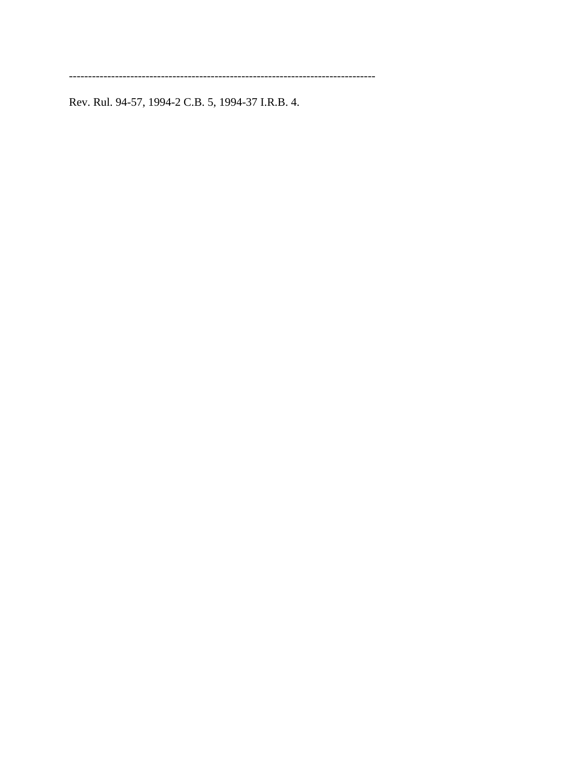--------------------------------------------------------------------------------

Rev. Rul. 94-57, 1994-2 C.B. 5, 1994-37 I.R.B. 4.